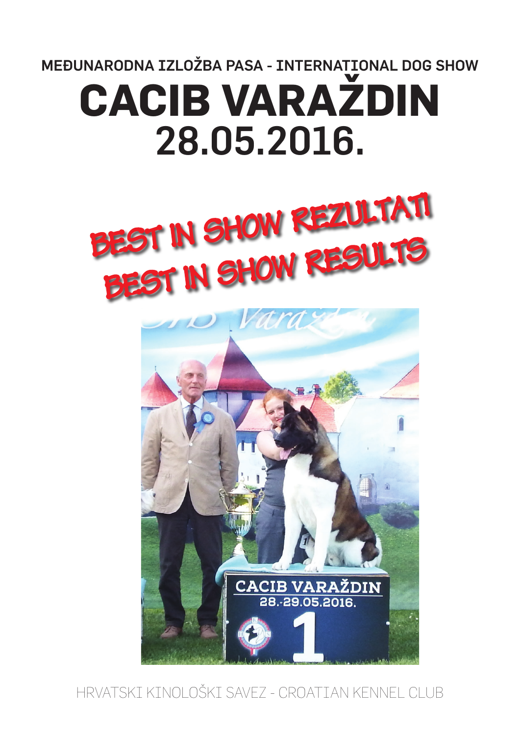MEĐUNARODNA IZLOŽBA PASA - INTERNATIONAL DOG SHOW

# CACIB VARAŽDIN

## 28.05.2016.

BEST IN SHOW REZULTATI

BEST IN SHOW RESULTS

HRVATSKI KINOLOŠKI SAVEZ - CROATIAN KENNEL CLUB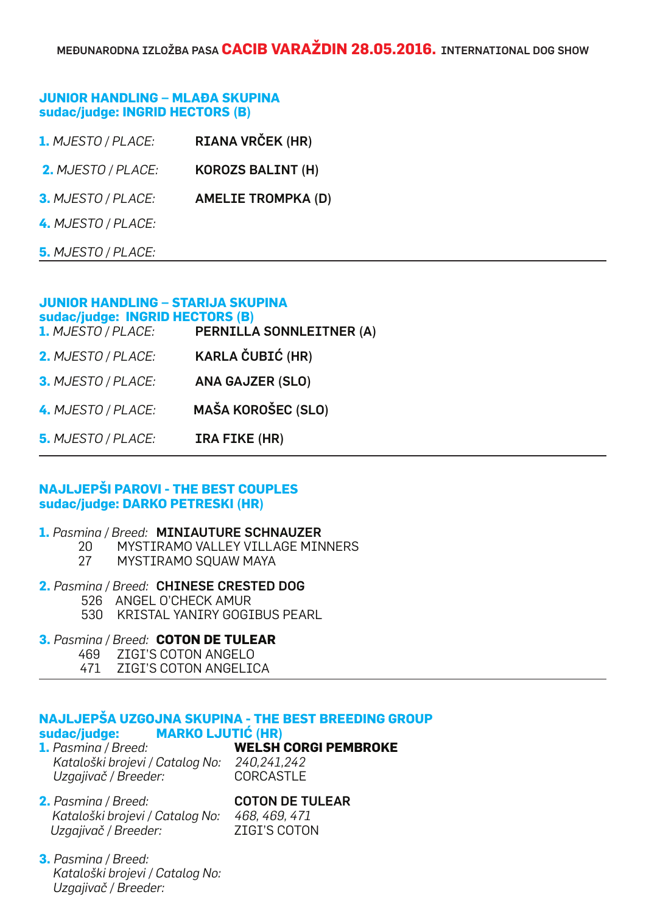MEĐUNARODNA IZLOŽBA PASA **CACIB VARAŽDIN 28.05.2016.** INTERNATIONAL DOG SHOW

## JUNIOR HANDLING – MLAĐA SKUPINA
**sudac/judge: INGRID HECTORS (B)**

**1.** *MJESTO / PLACE:* **RIANA VRČEK (HR)**

**2.** *MJESTO / PLACE:* **KOROZS BALINT (H)**

**3.** *MJESTO / PLACE:* **AMELIE TROMPKA (D)**

**4.** *MJESTO / PLACE:*

**5.** *MJESTO / PLACE:*

---

## JUNIOR HANDLING – STARIJA SKUPINA
**sudac/judge: INGRID HECTORS (B)**

**1.** *MJESTO / PLACE:* **PERNILLA SONNLEITNER (A)**

**2.** *MJESTO / PLACE:* **KARLA ČUBIĆ (HR)**

**3.** *MJESTO / PLACE:* **ANA GAJZER (SLO)**

**4.** *MJESTO / PLACE:* **MAŠA KOROŠEC (SLO)**

**5.** *MJESTO / PLACE:* **IRA FIKE (HR)**

---

## NAJLJEPŠI PAROVI - THE BEST COUPLES
**sudac/judge: DARKO PETRESKI (HR)**

**1.** *Pasmina / Breed:* **MINIAUTURE SCHNAUZER**
- 20 MYSTIRAMO VALLEY VILLAGE MINNERS
- 27 MYSTIRAMO SQUAW MAYA

**2.** *Pasmina / Breed:* **CHINESE CRESTED DOG**
- 526 ANGEL O'CHECK AMUR
- 530 KRISTAL YANIRY GOGIBUS PEARL

**3.** *Pasmina / Breed:* **COTON DE TULEAR**
- 469 ZIGI'S COTON ANGELO
- 471 ZIGI'S COTON ANGELICA

---

## NAJLJEPŠA UZGOJNA SKUPINA - THE BEST BREEDING GROUP
**sudac/judge: MARKO LJUTIĆ (HR)**

**1.** *Pasmina / Breed:* **WELSH CORGI PEMBROKE**
*Kataloški brojevi / Catalog No:* *240,241,242*
*Uzgajivač / Breeder:* CORCASTLE

**2.** *Pasmina / Breed:* **COTON DE TULEAR**
*Kataloški brojevi / Catalog No:* *468, 469, 471*
*Uzgajivač / Breeder:* ZIGI'S COTON

**3.** *Pasmina / Breed:*
*Kataloški brojevi / Catalog No:*
*Uzgajivač / Breeder:*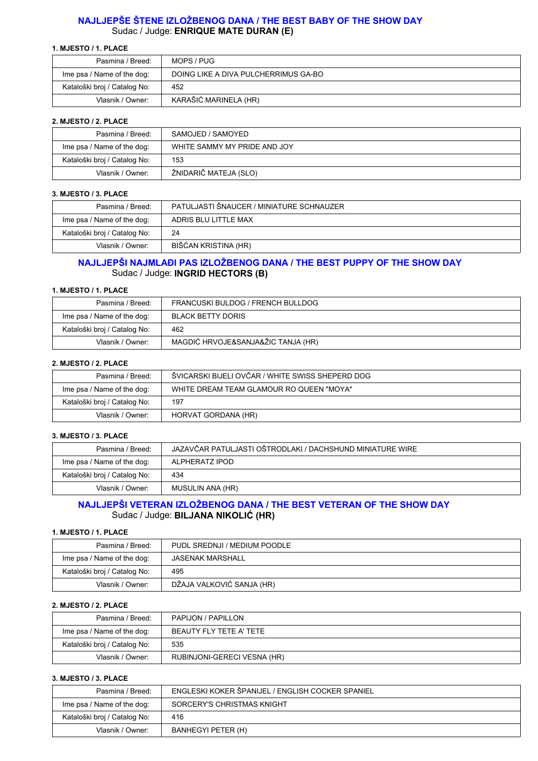## NAJLJEPŠE ŠTENE IZLOŽBENOG DANA / THE BEST BABY OF THE SHOW DAY

Sudac / Judge: **ENRIQUE MATE DURAN (E)**

**1. MJESTO / 1. PLACE**

| | |
|---|---|
| Pasmina / Breed: | MOPS / PUG |
| Ime psa / Name of the dog: | DOING LIKE A DIVA PULCHERRIMUS GA-BO |
| Kataloški broj / Catalog No: | 452 |
| Vlasnik / Owner: | KARAŠIĆ MARINELA (HR) |

**2. MJESTO / 2. PLACE**

| | |
|---|---|
| Pasmina / Breed: | SAMOJED / SAMOYED |
| Ime psa / Name of the dog: | WHITE SAMMY MY PRIDE AND JOY |
| Kataloški broj / Catalog No: | 153 |
| Vlasnik / Owner: | ŽNIDARIČ MATEJA (SLO) |

**3. MJESTO / 3. PLACE**

| | |
|---|---|
| Pasmina / Breed: | PATULJASTI ŠNAUCER / MINIATURE SCHNAUZER |
| Ime psa / Name of the dog: | ADRIS BLU LITTLE MAX |
| Kataloški broj / Catalog No: | 24 |
| Vlasnik / Owner: | BIŠĆAN KRISTINA (HR) |

## NAJLJEPŠI NAJMLAĐI PAS IZLOŽBENOG DANA / THE BEST PUPPY OF THE SHOW DAY

Sudac / Judge: **INGRID HECTORS (B)**

**1. MJESTO / 1. PLACE**

| | |
|---|---|
| Pasmina / Breed: | FRANCUSKI BULDOG / FRENCH BULLDOG |
| Ime psa / Name of the dog: | BLACK BETTY DORIS |
| Kataloški broj / Catalog No: | 462 |
| Vlasnik / Owner: | MAGDIĆ HRVOJE&SANJA&ŽIC TANJA (HR) |

**2. MJESTO / 2. PLACE**

| | |
|---|---|
| Pasmina / Breed: | ŠVICARSKI BIJELI OVČAR / WHITE SWISS SHEPERD DOG |
| Ime psa / Name of the dog: | WHITE DREAM TEAM GLAMOUR RO QUEEN "MOYA" |
| Kataloški broj / Catalog No: | 197 |
| Vlasnik / Owner: | HORVAT GORDANA (HR) |

**3. MJESTO / 3. PLACE**

| | |
|---|---|
| Pasmina / Breed: | JAZAVČAR PATULJASTI OŠTRODLAKI / DACHSHUND MINIATURE WIRE |
| Ime psa / Name of the dog: | ALPHERATZ IPOD |
| Kataloški broj / Catalog No: | 434 |
| Vlasnik / Owner: | MUSULIN ANA (HR) |

## NAJLJEPŠI VETERAN IZLOŽBENOG DANA / THE BEST VETERAN OF THE SHOW DAY

Sudac / Judge: **BILJANA NIKOLIĆ (HR)**

**1. MJESTO / 1. PLACE**

| | |
|---|---|
| Pasmina / Breed: | PUDL SREDNJI / MEDIUM POODLE |
| Ime psa / Name of the dog: | JASENAK MARSHALL |
| Kataloški broj / Catalog No: | 495 |
| Vlasnik / Owner: | DŽAJA VALKOVIĆ SANJA (HR) |

**2. MJESTO / 2. PLACE**

| | |
|---|---|
| Pasmina / Breed: | PAPIJON / PAPILLON |
| Ime psa / Name of the dog: | BEAUTY FLY TETE A' TETE |
| Kataloški broj / Catalog No: | 535 |
| Vlasnik / Owner: | RUBINJONI-GERECI VESNA (HR) |

**3. MJESTO / 3. PLACE**

| | |
|---|---|
| Pasmina / Breed: | ENGLESKI KOKER ŠPANIJEL / ENGLISH COCKER SPANIEL |
| Ime psa / Name of the dog: | SORCERY'S CHRISTMAS KNIGHT |
| Kataloški broj / Catalog No: | 416 |
| Vlasnik / Owner: | BANHEGYI PETER (H) |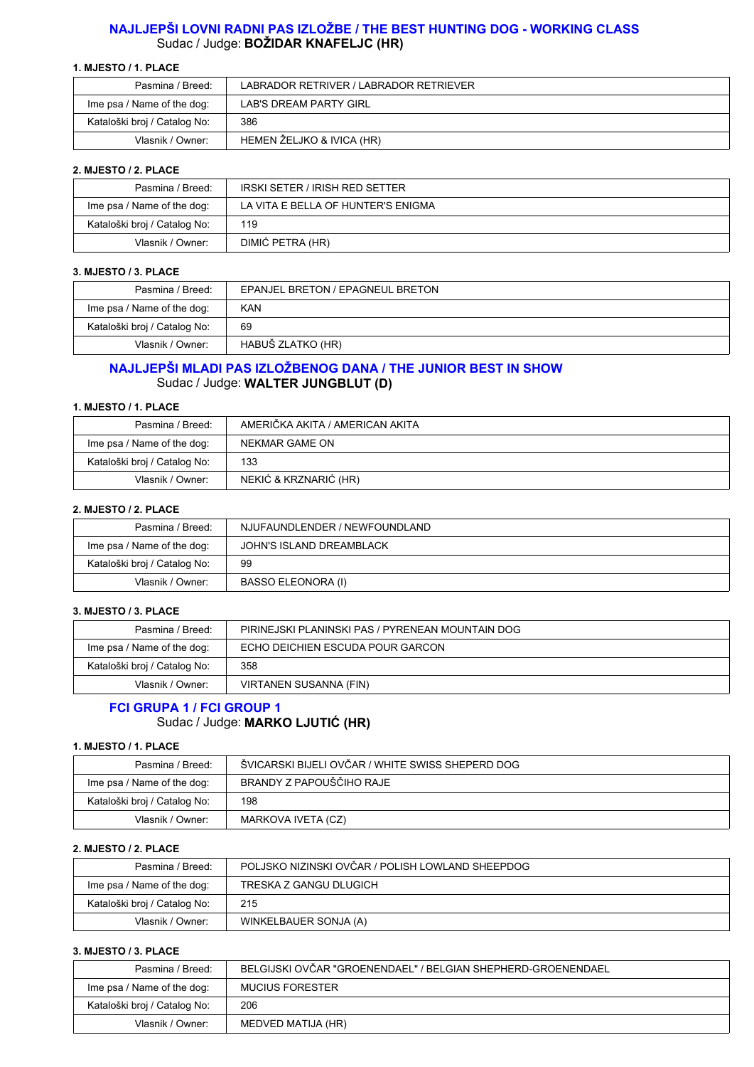## NAJLJEPŠI LOVNI RADNI PAS IZLOŽBE / THE BEST HUNTING DOG - WORKING CLASS

Sudac / Judge: **BOŽIDAR KNAFELJC (HR)**

**1. MJESTO / 1. PLACE**

| | |
|---|---|
| Pasmina / Breed: | LABRADOR RETRIVER / LABRADOR RETRIEVER |
| Ime psa / Name of the dog: | LAB'S DREAM PARTY GIRL |
| Kataloški broj / Catalog No: | 386 |
| Vlasnik / Owner: | HEMEN ŽELJKO & IVICA (HR) |

**2. MJESTO / 2. PLACE**

| | |
|---|---|
| Pasmina / Breed: | IRSKI SETER / IRISH RED SETTER |
| Ime psa / Name of the dog: | LA VITA E BELLA OF HUNTER'S ENIGMA |
| Kataloški broj / Catalog No: | 119 |
| Vlasnik / Owner: | DIMIĆ PETRA (HR) |

**3. MJESTO / 3. PLACE**

| | |
|---|---|
| Pasmina / Breed: | EPANJEL BRETON / EPAGNEUL BRETON |
| Ime psa / Name of the dog: | KAN |
| Kataloški broj / Catalog No: | 69 |
| Vlasnik / Owner: | HABUŠ ZLATKO (HR) |

## NAJLJEPŠI MLADI PAS IZLOŽBENOG DANA / THE JUNIOR BEST IN SHOW

Sudac / Judge: **WALTER JUNGBLUT (D)**

**1. MJESTO / 1. PLACE**

| | |
|---|---|
| Pasmina / Breed: | AMERIČKA AKITA / AMERICAN AKITA |
| Ime psa / Name of the dog: | NEKMAR GAME ON |
| Kataloški broj / Catalog No: | 133 |
| Vlasnik / Owner: | NEKIĆ & KRZNARIĆ (HR) |

**2. MJESTO / 2. PLACE**

| | |
|---|---|
| Pasmina / Breed: | NJUFAUNDLENDER / NEWFOUNDLAND |
| Ime psa / Name of the dog: | JOHN'S ISLAND DREAMBLACK |
| Kataloški broj / Catalog No: | 99 |
| Vlasnik / Owner: | BASSO ELEONORA (I) |

**3. MJESTO / 3. PLACE**

| | |
|---|---|
| Pasmina / Breed: | PIRINEJSKI PLANINSKI PAS / PYRENEAN MOUNTAIN DOG |
| Ime psa / Name of the dog: | ECHO DEICHIEN ESCUDA POUR GARCON |
| Kataloški broj / Catalog No: | 358 |
| Vlasnik / Owner: | VIRTANEN SUSANNA (FIN) |

## FCI GRUPA 1 / FCI GROUP 1

Sudac / Judge: **MARKO LJUTIĆ (HR)**

**1. MJESTO / 1. PLACE**

| | |
|---|---|
| Pasmina / Breed: | ŠVICARSKI BIJELI OVČAR / WHITE SWISS SHEPERD DOG |
| Ime psa / Name of the dog: | BRANDY Z PAPOUŠČIHO RAJE |
| Kataloški broj / Catalog No: | 198 |
| Vlasnik / Owner: | MARKOVA IVETA (CZ) |

**2. MJESTO / 2. PLACE**

| | |
|---|---|
| Pasmina / Breed: | POLJSKO NIZINSKI OVČAR / POLISH LOWLAND SHEEPDOG |
| Ime psa / Name of the dog: | TRESKA Z GANGU DLUGICH |
| Kataloški broj / Catalog No: | 215 |
| Vlasnik / Owner: | WINKELBAUER SONJA (A) |

**3. MJESTO / 3. PLACE**

| | |
|---|---|
| Pasmina / Breed: | BELGIJSKI OVČAR "GROENENDAEL" / BELGIAN SHEPHERD-GROENENDAEL |
| Ime psa / Name of the dog: | MUCIUS FORESTER |
| Kataloški broj / Catalog No: | 206 |
| Vlasnik / Owner: | MEDVED MATIJA (HR) |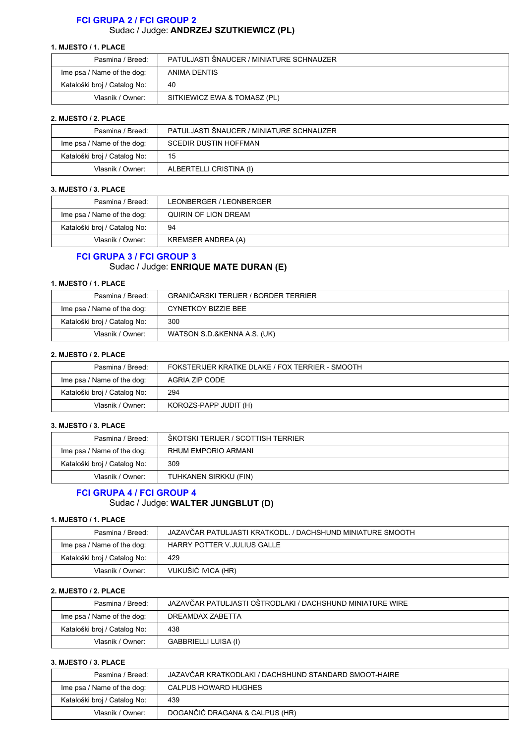## FCI GRUPA 2 / FCI GROUP 2

Sudac / Judge: **ANDRZEJ SZUTKIEWICZ (PL)**

**1. MJESTO / 1. PLACE**

| | |
|---|---|
| Pasmina / Breed: | PATULJASTI ŠNAUCER / MINIATURE SCHNAUZER |
| Ime psa / Name of the dog: | ANIMA DENTIS |
| Kataloški broj / Catalog No: | 40 |
| Vlasnik / Owner: | SITKIEWICZ EWA & TOMASZ (PL) |

**2. MJESTO / 2. PLACE**

| | |
|---|---|
| Pasmina / Breed: | PATULJASTI ŠNAUCER / MINIATURE SCHNAUZER |
| Ime psa / Name of the dog: | SCEDIR DUSTIN HOFFMAN |
| Kataloški broj / Catalog No: | 15 |
| Vlasnik / Owner: | ALBERTELLI CRISTINA (I) |

**3. MJESTO / 3. PLACE**

| | |
|---|---|
| Pasmina / Breed: | LEONBERGER / LEONBERGER |
| Ime psa / Name of the dog: | QUIRIN OF LION DREAM |
| Kataloški broj / Catalog No: | 94 |
| Vlasnik / Owner: | KREMSER ANDREA (A) |

## FCI GRUPA 3 / FCI GROUP 3

Sudac / Judge: **ENRIQUE MATE DURAN (E)**

**1. MJESTO / 1. PLACE**

| | |
|---|---|
| Pasmina / Breed: | GRANIČARSKI TERIJER / BORDER TERRIER |
| Ime psa / Name of the dog: | CYNETKOY BIZZIE BEE |
| Kataloški broj / Catalog No: | 300 |
| Vlasnik / Owner: | WATSON S.D.&KENNA A.S. (UK) |

**2. MJESTO / 2. PLACE**

| | |
|---|---|
| Pasmina / Breed: | FOKSTERIJER KRATKE DLAKE / FOX TERRIER - SMOOTH |
| Ime psa / Name of the dog: | AGRIA ZIP CODE |
| Kataloški broj / Catalog No: | 294 |
| Vlasnik / Owner: | KOROZS-PAPP JUDIT (H) |

**3. MJESTO / 3. PLACE**

| | |
|---|---|
| Pasmina / Breed: | ŠKOTSKI TERIJER / SCOTTISH TERRIER |
| Ime psa / Name of the dog: | RHUM EMPORIO ARMANI |
| Kataloški broj / Catalog No: | 309 |
| Vlasnik / Owner: | TUHKANEN SIRKKU (FIN) |

## FCI GRUPA 4 / FCI GROUP 4

Sudac / Judge: **WALTER JUNGBLUT (D)**

**1. MJESTO / 1. PLACE**

| | |
|---|---|
| Pasmina / Breed: | JAZAVČAR PATULJASTI KRATKODL. / DACHSHUND MINIATURE SMOOTH |
| Ime psa / Name of the dog: | HARRY POTTER V.JULIUS GALLE |
| Kataloški broj / Catalog No: | 429 |
| Vlasnik / Owner: | VUKUŠIĆ IVICA (HR) |

**2. MJESTO / 2. PLACE**

| | |
|---|---|
| Pasmina / Breed: | JAZAVČAR PATULJASTI OŠTRODLAKI / DACHSHUND MINIATURE WIRE |
| Ime psa / Name of the dog: | DREAMDAX ZABETTA |
| Kataloški broj / Catalog No: | 438 |
| Vlasnik / Owner: | GABBRIELLI LUISA (I) |

**3. MJESTO / 3. PLACE**

| | |
|---|---|
| Pasmina / Breed: | JAZAVČAR KRATKODLAKI / DACHSHUND STANDARD SMOOT-HAIRE |
| Ime psa / Name of the dog: | CALPUS HOWARD HUGHES |
| Kataloški broj / Catalog No: | 439 |
| Vlasnik / Owner: | DOGANČIĆ DRAGANA & CALPUS (HR) |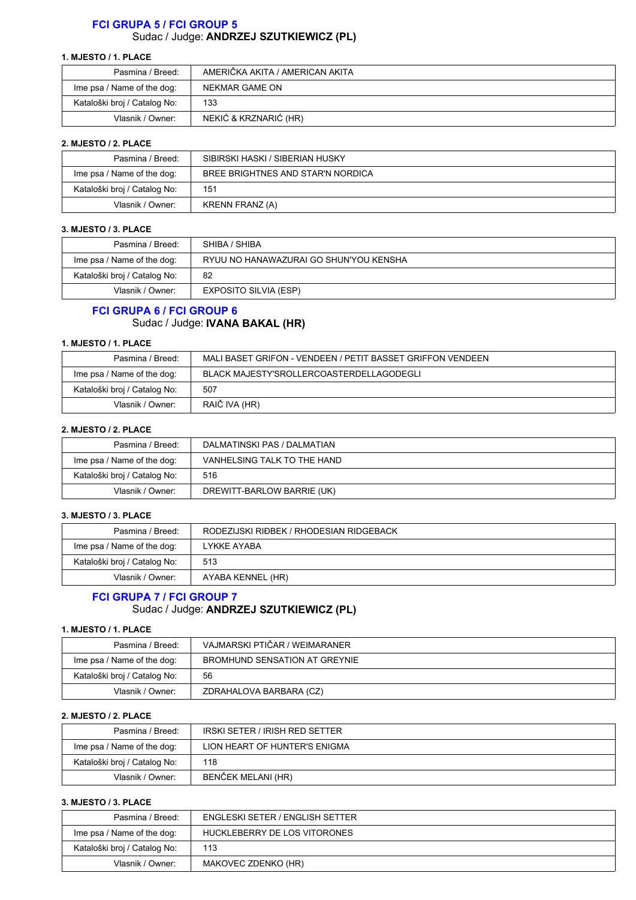## FCI GRUPA 5 / FCI GROUP 5

Sudac / Judge: **ANDRZEJ SZUTKIEWICZ (PL)**

**1. MJESTO / 1. PLACE**

| | |
|---|---|
| Pasmina / Breed: | AMERIČKA AKITA / AMERICAN AKITA |
| Ime psa / Name of the dog: | NEKMAR GAME ON |
| Kataloški broj / Catalog No: | 133 |
| Vlasnik / Owner: | NEKIĆ & KRZNARIĆ (HR) |

**2. MJESTO / 2. PLACE**

| | |
|---|---|
| Pasmina / Breed: | SIBIRSKI HASKI / SIBERIAN HUSKY |
| Ime psa / Name of the dog: | BREE BRIGHTNES AND STAR'N NORDICA |
| Kataloški broj / Catalog No: | 151 |
| Vlasnik / Owner: | KRENN FRANZ (A) |

**3. MJESTO / 3. PLACE**

| | |
|---|---|
| Pasmina / Breed: | SHIBA / SHIBA |
| Ime psa / Name of the dog: | RYUU NO HANAWAZURAI GO SHUN'YOU KENSHA |
| Kataloški broj / Catalog No: | 82 |
| Vlasnik / Owner: | EXPOSITO SILVIA (ESP) |

## FCI GRUPA 6 / FCI GROUP 6

Sudac / Judge: **IVANA BAKAL (HR)**

**1. MJESTO / 1. PLACE**

| | |
|---|---|
| Pasmina / Breed: | MALI BASET GRIFON - VENDEEN / PETIT BASSET GRIFFON VENDEEN |
| Ime psa / Name of the dog: | BLACK MAJESTY'SROLLERCOASTERDELLAGODEGLI |
| Kataloški broj / Catalog No: | 507 |
| Vlasnik / Owner: | RAIČ IVA (HR) |

**2. MJESTO / 2. PLACE**

| | |
|---|---|
| Pasmina / Breed: | DALMATINSKI PAS / DALMATIAN |
| Ime psa / Name of the dog: | VANHELSING TALK TO THE HAND |
| Kataloški broj / Catalog No: | 516 |
| Vlasnik / Owner: | DREWITT-BARLOW BARRIE (UK) |

**3. MJESTO / 3. PLACE**

| | |
|---|---|
| Pasmina / Breed: | RODEZIJSKI RIĐBEK / RHODESIAN RIDGEBACK |
| Ime psa / Name of the dog: | LYKKE AYABA |
| Kataloški broj / Catalog No: | 513 |
| Vlasnik / Owner: | AYABA KENNEL (HR) |

## FCI GRUPA 7 / FCI GROUP 7

Sudac / Judge: **ANDRZEJ SZUTKIEWICZ (PL)**

**1. MJESTO / 1. PLACE**

| | |
|---|---|
| Pasmina / Breed: | VAJMARSKI PTIČAR / WEIMARANER |
| Ime psa / Name of the dog: | BROMHUND SENSATION AT GREYNIE |
| Kataloški broj / Catalog No: | 56 |
| Vlasnik / Owner: | ZDRAHALOVA BARBARA (CZ) |

**2. MJESTO / 2. PLACE**

| | |
|---|---|
| Pasmina / Breed: | IRSKI SETER / IRISH RED SETTER |
| Ime psa / Name of the dog: | LION HEART OF HUNTER'S ENIGMA |
| Kataloški broj / Catalog No: | 118 |
| Vlasnik / Owner: | BENČEK MELANI (HR) |

**3. MJESTO / 3. PLACE**

| | |
|---|---|
| Pasmina / Breed: | ENGLESKI SETER / ENGLISH SETTER |
| Ime psa / Name of the dog: | HUCKLEBERRY DE LOS VITORONES |
| Kataloški broj / Catalog No: | 113 |
| Vlasnik / Owner: | MAKOVEC ZDENKO (HR) |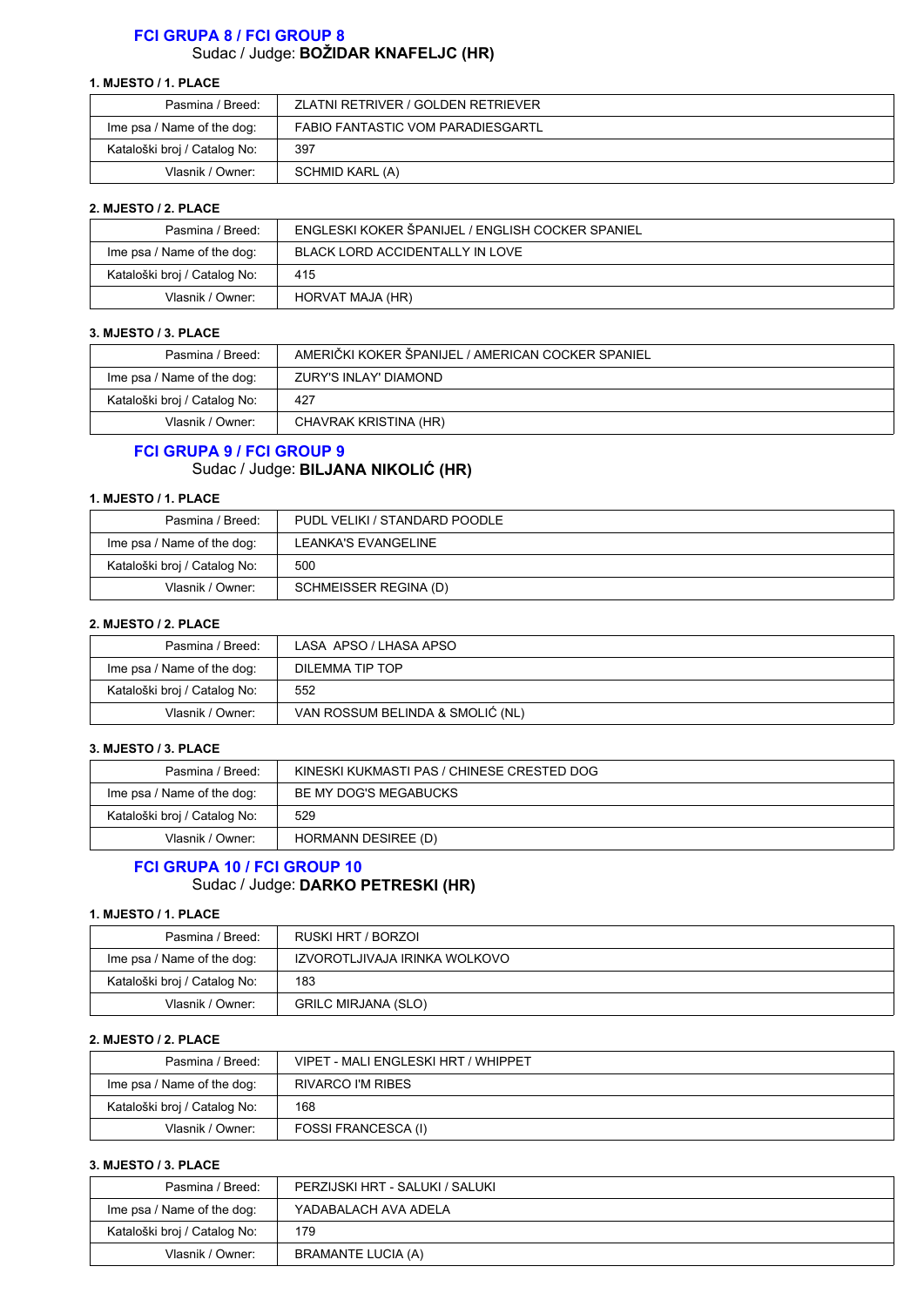## FCI GRUPA 8 / FCI GROUP 8

Sudac / Judge: **BOŽIDAR KNAFELJC (HR)**

**1. MJESTO / 1. PLACE**

| | |
|---|---|
| Pasmina / Breed: | ZLATNI RETRIVER / GOLDEN RETRIEVER |
| Ime psa / Name of the dog: | FABIO FANTASTIC VOM PARADIESGARTL |
| Kataloški broj / Catalog No: | 397 |
| Vlasnik / Owner: | SCHMID KARL (A) |

**2. MJESTO / 2. PLACE**

| | |
|---|---|
| Pasmina / Breed: | ENGLESKI KOKER ŠPANIJEL / ENGLISH COCKER SPANIEL |
| Ime psa / Name of the dog: | BLACK LORD ACCIDENTALLY IN LOVE |
| Kataloški broj / Catalog No: | 415 |
| Vlasnik / Owner: | HORVAT MAJA (HR) |

**3. MJESTO / 3. PLACE**

| | |
|---|---|
| Pasmina / Breed: | AMERIČKI KOKER ŠPANIJEL / AMERICAN COCKER SPANIEL |
| Ime psa / Name of the dog: | ZURY'S INLAY' DIAMOND |
| Kataloški broj / Catalog No: | 427 |
| Vlasnik / Owner: | CHAVRAK KRISTINA (HR) |

## FCI GRUPA 9 / FCI GROUP 9

Sudac / Judge: **BILJANA NIKOLIĆ (HR)**

**1. MJESTO / 1. PLACE**

| | |
|---|---|
| Pasmina / Breed: | PUDL VELIKI / STANDARD POODLE |
| Ime psa / Name of the dog: | LEANKA'S EVANGELINE |
| Kataloški broj / Catalog No: | 500 |
| Vlasnik / Owner: | SCHMEISSER REGINA (D) |

**2. MJESTO / 2. PLACE**

| | |
|---|---|
| Pasmina / Breed: | LASA APSO / LHASA APSO |
| Ime psa / Name of the dog: | DILEMMA TIP TOP |
| Kataloški broj / Catalog No: | 552 |
| Vlasnik / Owner: | VAN ROSSUM BELINDA & SMOLIĆ (NL) |

**3. MJESTO / 3. PLACE**

| | |
|---|---|
| Pasmina / Breed: | KINESKI KUKMASTI PAS / CHINESE CRESTED DOG |
| Ime psa / Name of the dog: | BE MY DOG'S MEGABUCKS |
| Kataloški broj / Catalog No: | 529 |
| Vlasnik / Owner: | HORMANN DESIREE (D) |

## FCI GRUPA 10 / FCI GROUP 10

Sudac / Judge: **DARKO PETRESKI (HR)**

**1. MJESTO / 1. PLACE**

| | |
|---|---|
| Pasmina / Breed: | RUSKI HRT / BORZOI |
| Ime psa / Name of the dog: | IZVOROTLJIVAJA IRINKA WOLKOVO |
| Kataloški broj / Catalog No: | 183 |
| Vlasnik / Owner: | GRILC MIRJANA (SLO) |

**2. MJESTO / 2. PLACE**

| | |
|---|---|
| Pasmina / Breed: | VIPET - MALI ENGLESKI HRT / WHIPPET |
| Ime psa / Name of the dog: | RIVARCO I'M RIBES |
| Kataloški broj / Catalog No: | 168 |
| Vlasnik / Owner: | FOSSI FRANCESCA (I) |

**3. MJESTO / 3. PLACE**

| | |
|---|---|
| Pasmina / Breed: | PERZIJSKI HRT - SALUKI / SALUKI |
| Ime psa / Name of the dog: | YADABALACH AVA ADELA |
| Kataloški broj / Catalog No: | 179 |
| Vlasnik / Owner: | BRAMANTE LUCIA (A) |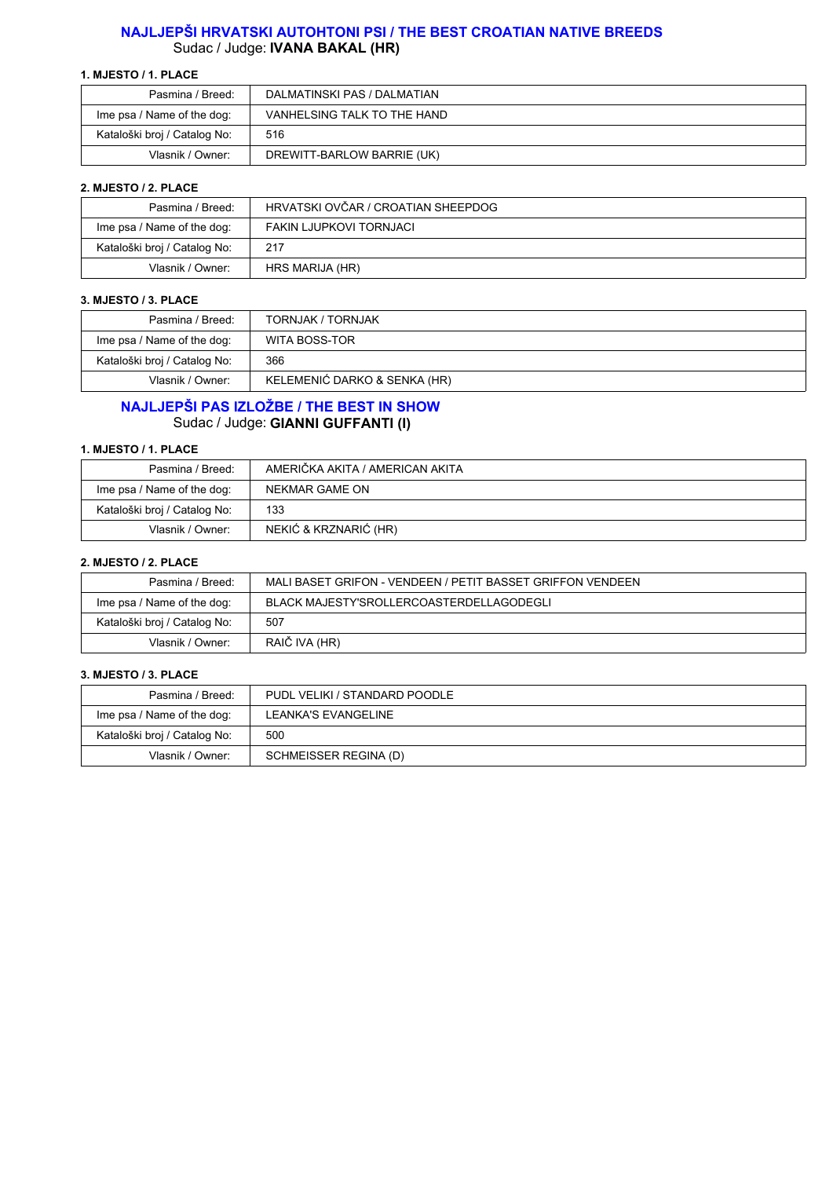## NAJLJEPŠI HRVATSKI AUTOHTONI PSI / THE BEST CROATIAN NATIVE BREEDS

Sudac / Judge: **IVANA BAKAL (HR)**

**1. MJESTO / 1. PLACE**

| | |
|---|---|
| Pasmina / Breed: | DALMATINSKI PAS / DALMATIAN |
| Ime psa / Name of the dog: | VANHELSING TALK TO THE HAND |
| Kataloški broj / Catalog No: | 516 |
| Vlasnik / Owner: | DREWITT-BARLOW BARRIE (UK) |

**2. MJESTO / 2. PLACE**

| | |
|---|---|
| Pasmina / Breed: | HRVATSKI OVČAR / CROATIAN SHEEPDOG |
| Ime psa / Name of the dog: | FAKIN LJUPKOVI TORNJACI |
| Kataloški broj / Catalog No: | 217 |
| Vlasnik / Owner: | HRS MARIJA (HR) |

**3. MJESTO / 3. PLACE**

| | |
|---|---|
| Pasmina / Breed: | TORNJAK / TORNJAK |
| Ime psa / Name of the dog: | WITA BOSS-TOR |
| Kataloški broj / Catalog No: | 366 |
| Vlasnik / Owner: | KELEMENIĆ DARKO & SENKA (HR) |

## NAJLJEPŠI PAS IZLOŽBE / THE BEST IN SHOW

Sudac / Judge: **GIANNI GUFFANTI (I)**

**1. MJESTO / 1. PLACE**

| | |
|---|---|
| Pasmina / Breed: | AMERIČKA AKITA / AMERICAN AKITA |
| Ime psa / Name of the dog: | NEKMAR GAME ON |
| Kataloški broj / Catalog No: | 133 |
| Vlasnik / Owner: | NEKIĆ & KRZNARIĆ (HR) |

**2. MJESTO / 2. PLACE**

| | |
|---|---|
| Pasmina / Breed: | MALI BASET GRIFON - VENDEEN / PETIT BASSET GRIFFON VENDEEN |
| Ime psa / Name of the dog: | BLACK MAJESTY'SROLLERCOASTERDELLAGODEGLI |
| Kataloški broj / Catalog No: | 507 |
| Vlasnik / Owner: | RAIČ IVA (HR) |

**3. MJESTO / 3. PLACE**

| | |
|---|---|
| Pasmina / Breed: | PUDL VELIKI / STANDARD POODLE |
| Ime psa / Name of the dog: | LEANKA'S EVANGELINE |
| Kataloški broj / Catalog No: | 500 |
| Vlasnik / Owner: | SCHMEISSER REGINA (D) |